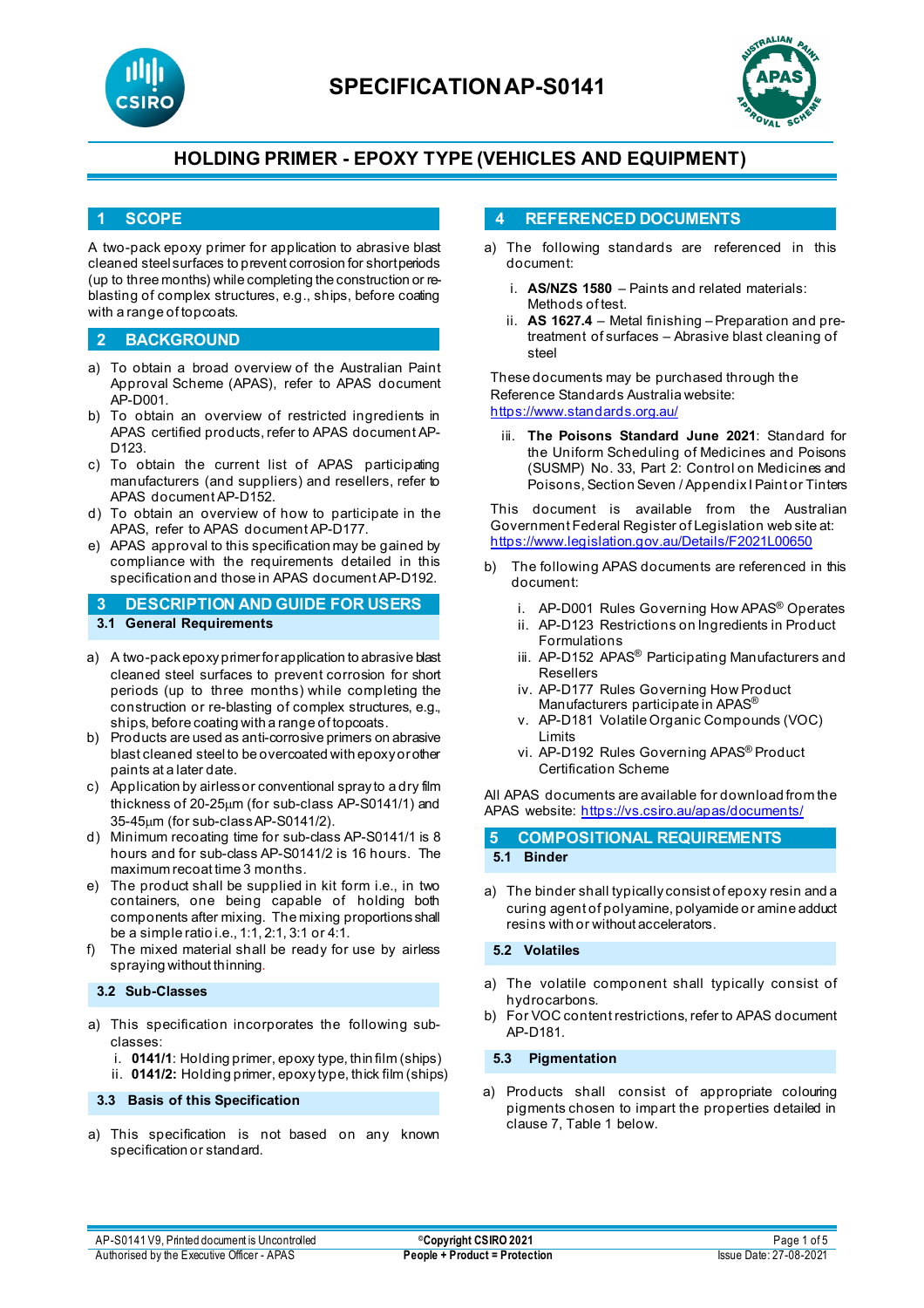# SPECIFICATION AP-S0141

## HOLDING PRIMER - EPOXY TYPE (VEHICLES AND EQUIPMENT)

## 1 SCOPE

A two-pack epoxy primer for application to abrasive blast cleaned steel surfaces to prevent corrosion for short periods (up to three months) while completing the construction or re-blasting of complex structures, e.g., ships, before coating with a range of topcoats.

## 2 BACKGROUND

a) To obtain a broad overview of the Australian Paint Approval Scheme (APAS), refer to APAS document AP-D001.
b) To obtain an overview of restricted ingredients in APAS certified products, refer to APAS document AP-D123.
c) To obtain the current list of APAS participating manufacturers (and suppliers) and resellers, refer to APAS document AP-D152.
d) To obtain an overview of how to participate in the APAS, refer to APAS document AP-D177.
e) APAS approval to this specification may be gained by compliance with the requirements detailed in this specification and those in APAS document AP-D192.

## 3 DESCRIPTION AND GUIDE FOR USERS

### 3.1 General Requirements

a) A two-pack epoxy primer for application to abrasive blast cleaned steel surfaces to prevent corrosion for short periods (up to three months) while completing the construction or re-blasting of complex structures, e.g., ships, before coating with a range of topcoats.
b) Products are used as anti-corrosive primers on abrasive blast cleaned steel to be overcoated with epoxy or other paints at a later date.
c) Application by airless or conventional spray to a dry film thickness of 20-25µm (for sub-class AP-S0141/1) and 35-45µm (for sub-class AP-S0141/2).
d) Minimum recoating time for sub-class AP-S0141/1 is 8 hours and for sub-class AP-S0141/2 is 16 hours. The maximum recoat time 3 months.
e) The product shall be supplied in kit form i.e., in two containers, one being capable of holding both components after mixing. The mixing proportions shall be a simple ratio i.e., 1:1, 2:1, 3:1 or 4:1.
f) The mixed material shall be ready for use by airless spraying without thinning.

### 3.2 Sub-Classes

a) This specification incorporates the following sub-classes:
   i. **0141/1**: Holding primer, epoxy type, thin film (ships)
   ii. **0141/2:** Holding primer, epoxy type, thick film (ships)

### 3.3 Basis of this Specification

a) This specification is not based on any known specification or standard.

## 4 REFERENCED DOCUMENTS

a) The following standards are referenced in this document:
   i. **AS/NZS 1580** – Paints and related materials: Methods of test.
   ii. **AS 1627.4** – Metal finishing – Preparation and pre-treatment of surfaces – Abrasive blast cleaning of steel

These documents may be purchased through the Reference Standards Australia website: https://www.standards.org.au/

   iii. **The Poisons Standard June 2021**: Standard for the Uniform Scheduling of Medicines and Poisons (SUSMP) No. 33, Part 2: Control on Medicines and Poisons, Section Seven / Appendix I Paint or Tinters

This document is available from the Australian Government Federal Register of Legislation web site at: https://www.legislation.gov.au/Details/F2021L00650

b) The following APAS documents are referenced in this document:
   i. AP-D001 Rules Governing How APAS® Operates
   ii. AP-D123 Restrictions on Ingredients in Product Formulations
   iii. AP-D152 APAS® Participating Manufacturers and Resellers
   iv. AP-D177 Rules Governing How Product Manufacturers participate in APAS®
   v. AP-D181 Volatile Organic Compounds (VOC) Limits
   vi. AP-D192 Rules Governing APAS® Product Certification Scheme

All APAS documents are available for download from the APAS website: https://vs.csiro.au/apas/documents/

## 5 COMPOSITIONAL REQUIREMENTS

### 5.1 Binder

a) The binder shall typically consist of epoxy resin and a curing agent of polyamine, polyamide or amine adduct resins with or without accelerators.

### 5.2 Volatiles

a) The volatile component shall typically consist of hydrocarbons.
b) For VOC content restrictions, refer to APAS document AP-D181.

### 5.3 Pigmentation

a) Products shall consist of appropriate colouring pigments chosen to impart the properties detailed in clause 7, Table 1 below.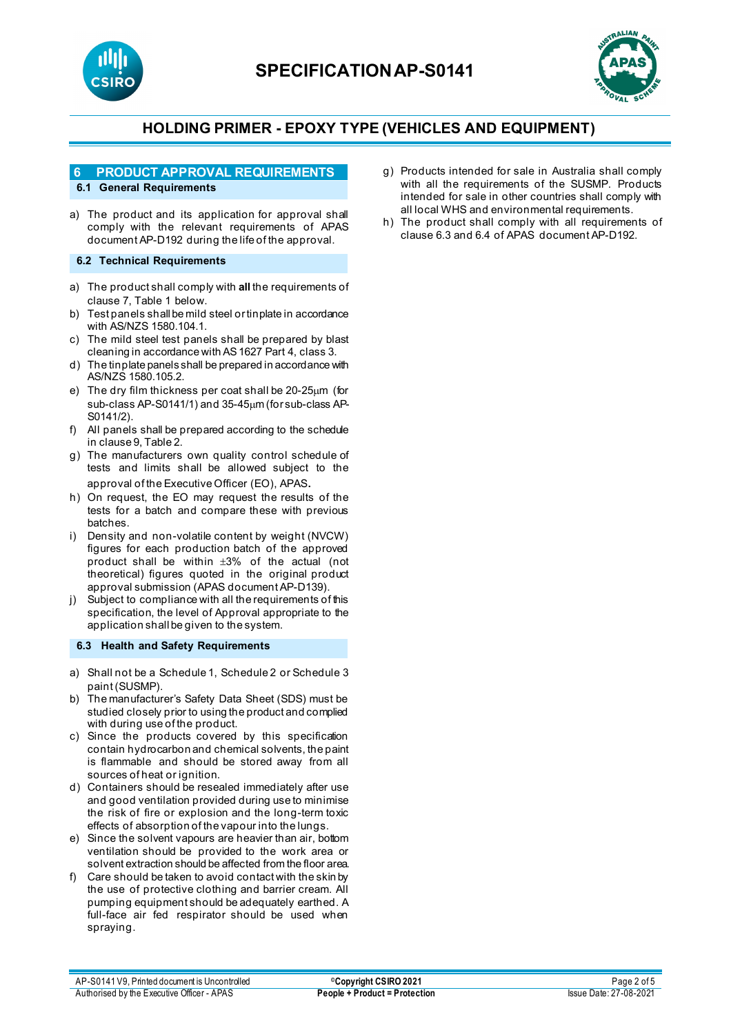## 6 PRODUCT APPROVAL REQUIREMENTS

### 6.1 General Requirements

a) The product and its application for approval shall comply with the relevant requirements of APAS document AP-D192 during the life of the approval.

### 6.2 Technical Requirements

a) The product shall comply with **all** the requirements of clause 7, Table 1 below.
b) Test panels shall be mild steel or tinplate in accordance with AS/NZS 1580.104.1.
c) The mild steel test panels shall be prepared by blast cleaning in accordance with AS 1627 Part 4, class 3.
d) The tinplate panels shall be prepared in accordance with AS/NZS 1580.105.2.
e) The dry film thickness per coat shall be 20-25µm (for sub-class AP-S0141/1) and 35-45µm (for sub-class AP-S0141/2).
f) All panels shall be prepared according to the schedule in clause 9, Table 2.
g) The manufacturers own quality control schedule of tests and limits shall be allowed subject to the approval of the Executive Officer (EO), APAS.
h) On request, the EO may request the results of the tests for a batch and compare these with previous batches.
i) Density and non-volatile content by weight (NVCW) figures for each production batch of the approved product shall be within ±3% of the actual (not theoretical) figures quoted in the original product approval submission (APAS document AP-D139).
j) Subject to compliance with all the requirements of this specification, the level of Approval appropriate to the application shall be given to the system.

### 6.3 Health and Safety Requirements

a) Shall not be a Schedule 1, Schedule 2 or Schedule 3 paint (SUSMP).
b) The manufacturer's Safety Data Sheet (SDS) must be studied closely prior to using the product and complied with during use of the product.
c) Since the products covered by this specification contain hydrocarbon and chemical solvents, the paint is flammable and should be stored away from all sources of heat or ignition.
d) Containers should be resealed immediately after use and good ventilation provided during use to minimise the risk of fire or explosion and the long-term toxic effects of absorption of the vapour into the lungs.
e) Since the solvent vapours are heavier than air, bottom ventilation should be provided to the work area or solvent extraction should be affected from the floor area.
f) Care should be taken to avoid contact with the skin by the use of protective clothing and barrier cream. All pumping equipment should be adequately earthed. A full-face air fed respirator should be used when spraying.
g) Products intended for sale in Australia shall comply with all the requirements of the SUSMP. Products intended for sale in other countries shall comply with all local WHS and environmental requirements.
h) The product shall comply with all requirements of clause 6.3 and 6.4 of APAS document AP-D192.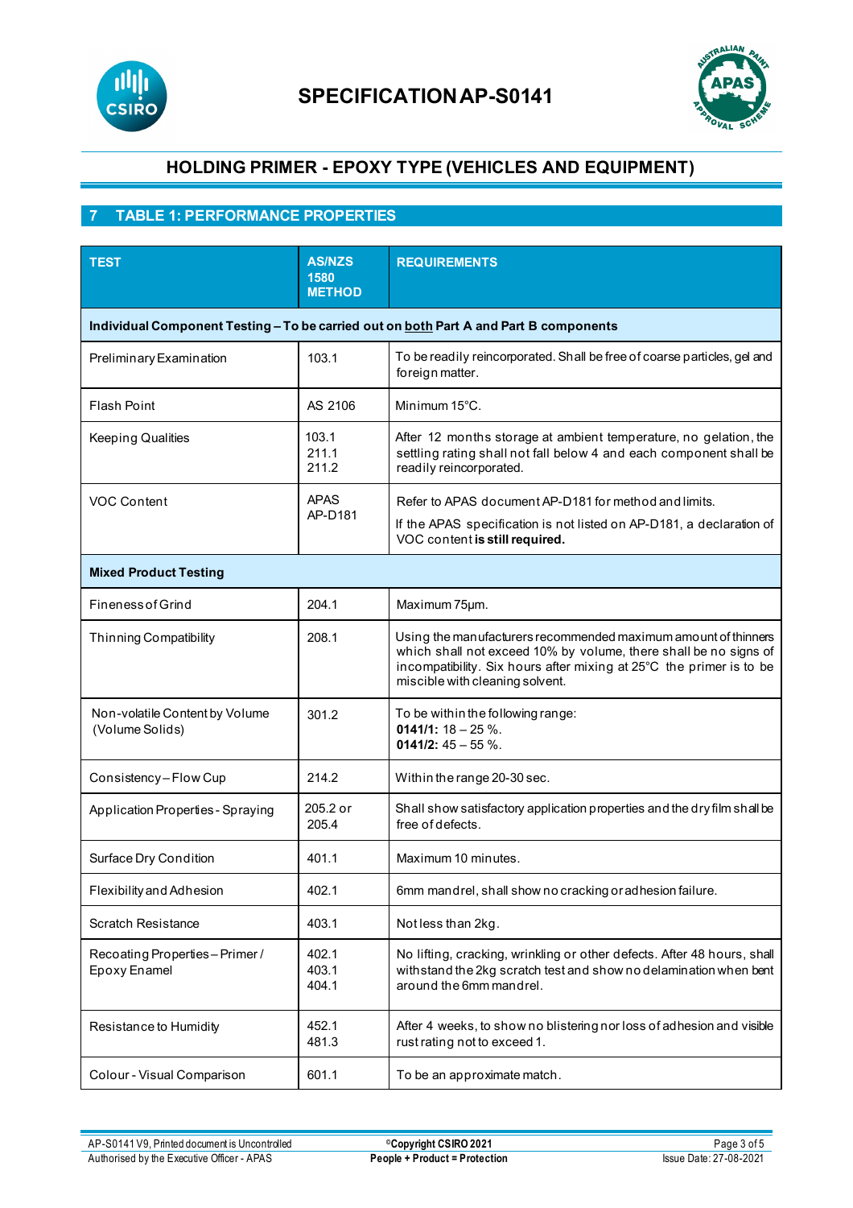## 7 TABLE 1: PERFORMANCE PROPERTIES

| TEST | AS/NZS 1580 METHOD | REQUIREMENTS |
|---|---|---|
| **Individual Component Testing – To be carried out on both Part A and Part B components** | | |
| Preliminary Examination | 103.1 | To be readily reincorporated. Shall be free of coarse particles, gel and foreign matter. |
| Flash Point | AS 2106 | Minimum 15°C. |
| Keeping Qualities | 103.1<br>211.1<br>211.2 | After 12 months storage at ambient temperature, no gelation, the settling rating shall not fall below 4 and each component shall be readily reincorporated. |
| VOC Content | APAS AP-D181 | Refer to APAS document AP-D181 for method and limits.<br>If the APAS specification is not listed on AP-D181, a declaration of VOC content **is still required.** |
| **Mixed Product Testing** | | |
| Fineness of Grind | 204.1 | Maximum 75µm. |
| Thinning Compatibility | 208.1 | Using the manufacturers recommended maximum amount of thinners which shall not exceed 10% by volume, there shall be no signs of incompatibility. Six hours after mixing at 25°C the primer is to be miscible with cleaning solvent. |
| Non-volatile Content by Volume (Volume Solids) | 301.2 | To be within the following range:<br>**0141/1:** 18 – 25 %.<br>**0141/2:** 45 – 55 %. |
| Consistency – Flow Cup | 214.2 | Within the range 20-30 sec. |
| Application Properties - Spraying | 205.2 or 205.4 | Shall show satisfactory application properties and the dry film shall be free of defects. |
| Surface Dry Condition | 401.1 | Maximum 10 minutes. |
| Flexibility and Adhesion | 402.1 | 6mm mandrel, shall show no cracking or adhesion failure. |
| Scratch Resistance | 403.1 | Not less than 2kg. |
| Recoating Properties – Primer / Epoxy Enamel | 402.1<br>403.1<br>404.1 | No lifting, cracking, wrinkling or other defects. After 48 hours, shall withstand the 2kg scratch test and show no delamination when bent around the 6mm mandrel. |
| Resistance to Humidity | 452.1<br>481.3 | After 4 weeks, to show no blistering nor loss of adhesion and visible rust rating not to exceed 1. |
| Colour - Visual Comparison | 601.1 | To be an approximate match. |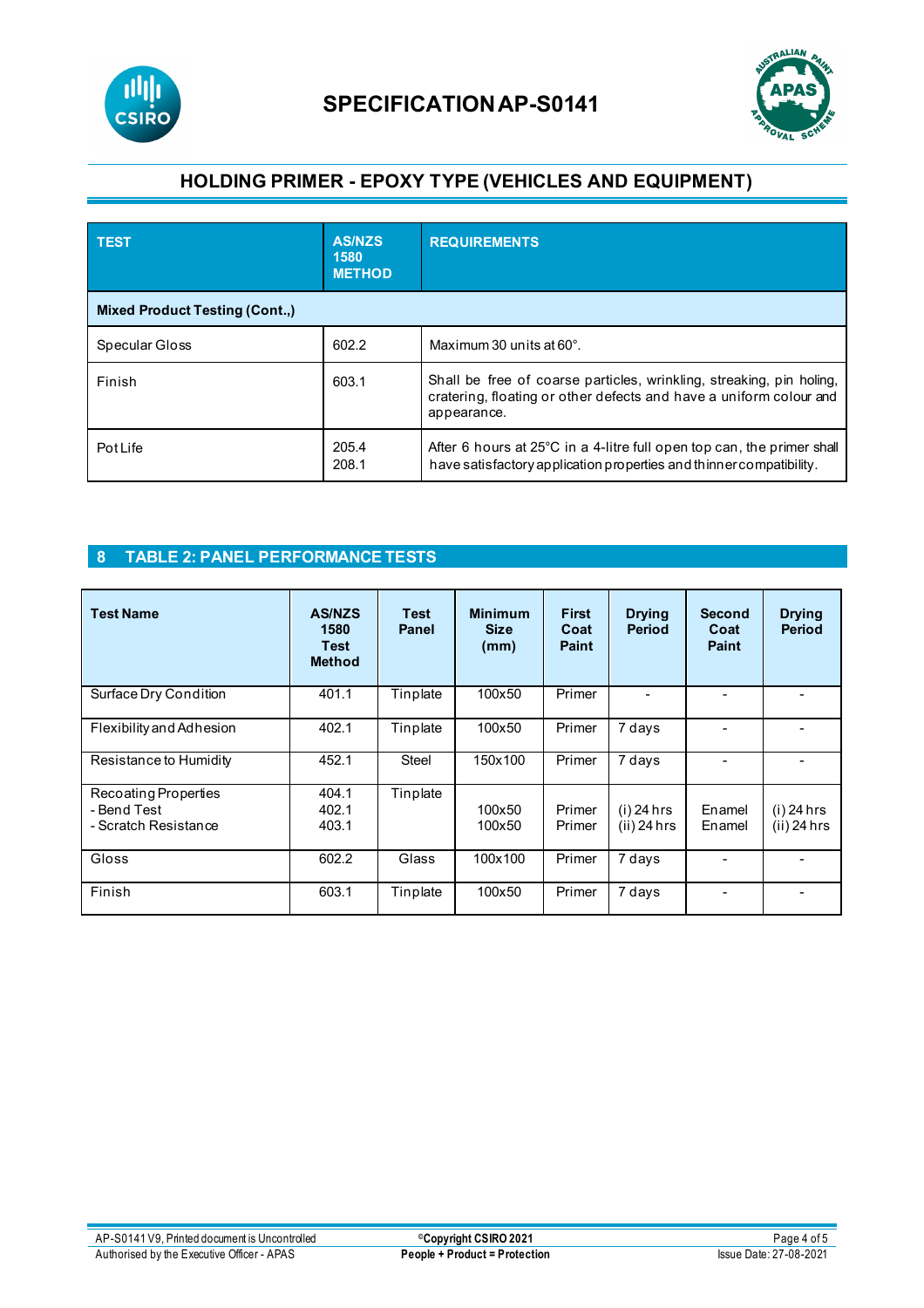# SPECIFICATION AP-S0141

## HOLDING PRIMER - EPOXY TYPE (VEHICLES AND EQUIPMENT)

| TEST | AS/NZS 1580 METHOD | REQUIREMENTS |
|---|---|---|
| **Mixed Product Testing (Cont.,)** | | |
| Specular Gloss | 602.2 | Maximum 30 units at 60°. |
| Finish | 603.1 | Shall be free of coarse particles, wrinkling, streaking, pin holing, cratering, floating or other defects and have a uniform colour and appearance. |
| Pot Life | 205.4<br>208.1 | After 6 hours at 25°C in a 4-litre full open top can, the primer shall have satisfactory application properties and thinner compatibility. |

## 8 TABLE 2: PANEL PERFORMANCE TESTS

| Test Name | AS/NZS 1580 Test Method | Test Panel | Minimum Size (mm) | First Coat Paint | Drying Period | Second Coat Paint | Drying Period |
|---|---|---|---|---|---|---|---|
| Surface Dry Condition | 401.1 | Tinplate | 100x50 | Primer | - | - | - |
| Flexibility and Adhesion | 402.1 | Tinplate | 100x50 | Primer | 7 days | - | - |
| Resistance to Humidity | 452.1 | Steel | 150x100 | Primer | 7 days | - | - |
| Recoating Properties<br>- Bend Test<br>- Scratch Resistance | 404.1<br>402.1<br>403.1 | Tinplate | <br>100x50<br>100x50 | <br>Primer<br>Primer | <br>(i) 24 hrs<br>(ii) 24 hrs | <br>Enamel<br>Enamel | <br>(i) 24 hrs<br>(ii) 24 hrs |
| Gloss | 602.2 | Glass | 100x100 | Primer | 7 days | - | - |
| Finish | 603.1 | Tinplate | 100x50 | Primer | 7 days | - | - |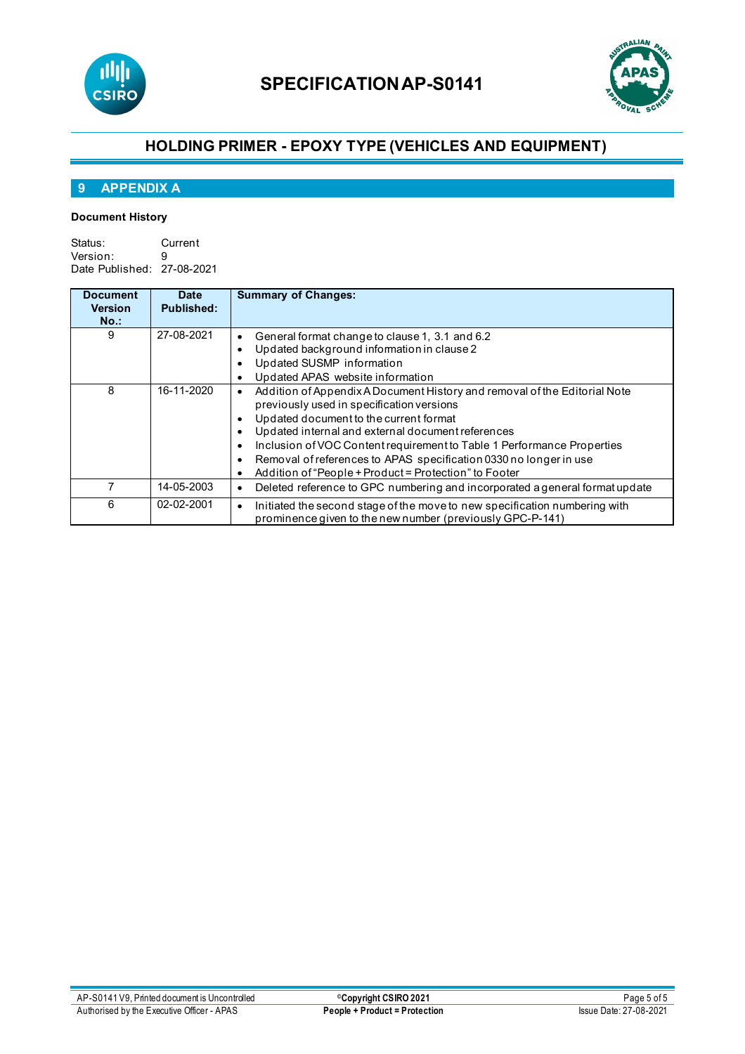## 9 APPENDIX A

**Document History**

Status: Current
Version: 9
Date Published: 27-08-2021

| Document Version No.: | Date Published: | Summary of Changes: |
|---|---|---|
| 9 | 27-08-2021 | • General format change to clause 1, 3.1 and 6.2<br>• Updated background information in clause 2<br>• Updated SUSMP information<br>• Updated APAS website information |
| 8 | 16-11-2020 | • Addition of Appendix A Document History and removal of the Editorial Note previously used in specification versions<br>• Updated document to the current format<br>• Updated internal and external document references<br>• Inclusion of VOC Content requirement to Table 1 Performance Properties<br>• Removal of references to APAS specification 0330 no longer in use<br>• Addition of "People + Product = Protection" to Footer |
| 7 | 14-05-2003 | • Deleted reference to GPC numbering and incorporated a general format update |
| 6 | 02-02-2001 | • Initiated the second stage of the move to new specification numbering with prominence given to the new number (previously GPC-P-141) |